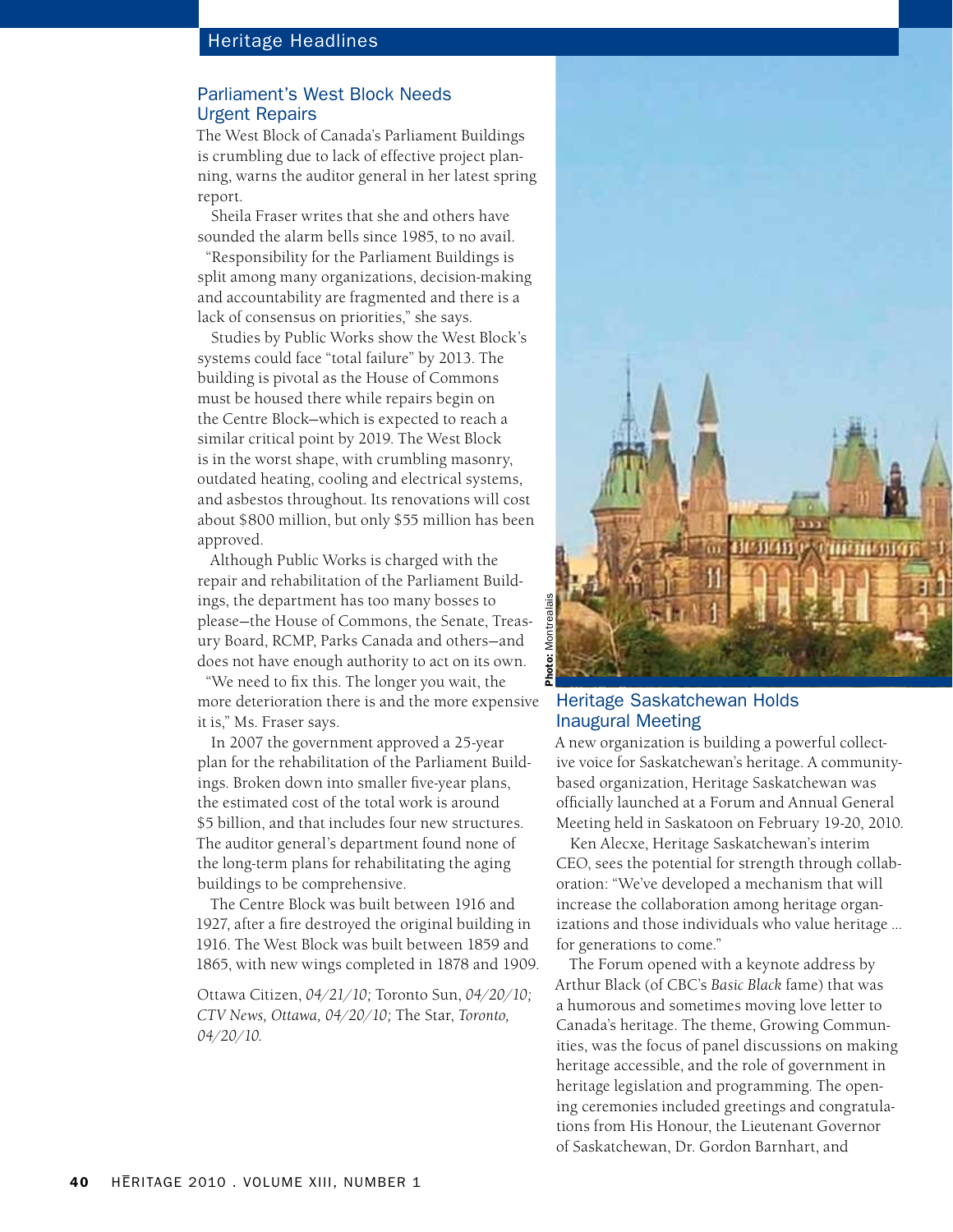## Parliament's West Block Needs Urgent Repairs

The West Block of Canada's Parliament Buildings is crumbling due to lack of effective project planning, warns the auditor general in her latest spring report.

Sheila Fraser writes that she and others have sounded the alarm bells since 1985, to no avail.

"Responsibility for the Parliament Buildings is split among many organizations, decision-making and accountability are fragmented and there is a lack of consensus on priorities," she says.

Studies by Public Works show the West Block's systems could face "total failure" by 2013. The building is pivotal as the House of Commons must be housed there while repairs begin on the Centre Block–which is expected to reach a similar critical point by 2019. The West Block is in the worst shape, with crumbling masonry, outdated heating, cooling and electrical systems, and asbestos throughout. Its renovations will cost about $800 million, but only $55 million has been approved.

Although Public Works is charged with the repair and rehabilitation of the Parliament Buildings, the department has too many bosses to please–the House of Commons, the Senate, Treasury Board, RCMP, Parks Canada and others–and does not have enough authority to act on its own.

"We need to fix this. The longer you wait, the more deterioration there is and the more expensive it is," Ms. Fraser says.

In 2007 the government approved a 25-year plan for the rehabilitation of the Parliament Buildings. Broken down into smaller five-year plans, the estimated cost of the total work is around $5 billion, and that includes four new structures. The auditor general's department found none of the long-term plans for rehabilitating the aging buildings to be comprehensive.

The Centre Block was built between 1916 and 1927, after a fire destroyed the original building in 1916. The West Block was built between 1859 and 1865, with new wings completed in 1878 and 1909.

Ottawa Citizen, *04/21/10;* Toronto Sun, *04/20/10; CTV News, Ottawa, 04/20/10;* The Star, *Toronto, 04/20/10.*

**Photo:** Montrealais

## Heritage Saskatchewan Holds Inaugural Meeting

A new organization is building a powerful collective voice for Saskatchewan's heritage. A community-based organization, Heritage Saskatchewan was officially launched at a Forum and Annual General Meeting held in Saskatoon on February 19-20, 2010.

Ken Alecxe, Heritage Saskatchewan's interim CEO, sees the potential for strength through collaboration: "We've developed a mechanism that will increase the collaboration among heritage organizations and those individuals who value heritage ... for generations to come."

The Forum opened with a keynote address by Arthur Black (of CBC's *Basic Black* fame) that was a humorous and sometimes moving love letter to Canada's heritage. The theme, Growing Communities, was the focus of panel discussions on making heritage accessible, and the role of government in heritage legislation and programming. The opening ceremonies included greetings and congratulations from His Honour, the Lieutenant Governor of Saskatchewan, Dr. Gordon Barnhart, and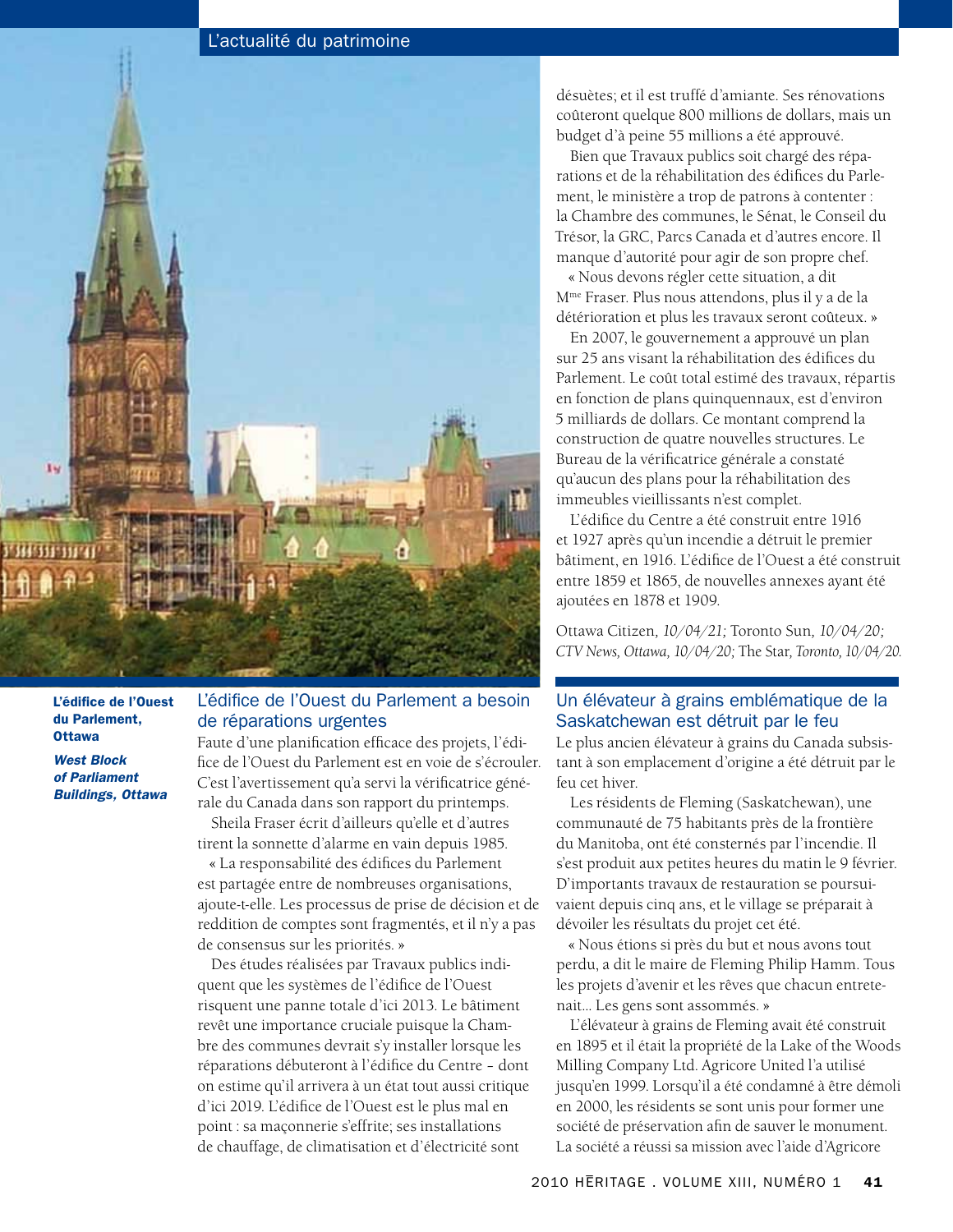L'édifice de l'Ouest du Parlement, Ottawa

*West Block of Parliament Buildings, Ottawa*

## L'édifice de l'Ouest du Parlement a besoin de réparations urgentes

Faute d'une planification efficace des projets, l'édifice de l'Ouest du Parlement est en voie de s'écrouler. C'est l'avertissement qu'a servi la vérificatrice générale du Canada dans son rapport du printemps.

Sheila Fraser écrit d'ailleurs qu'elle et d'autres tirent la sonnette d'alarme en vain depuis 1985.

« La responsabilité des édifices du Parlement est partagée entre de nombreuses organisations, ajoute-t-elle. Les processus de prise de décision et de reddition de comptes sont fragmentés, et il n'y a pas de consensus sur les priorités. »

Des études réalisées par Travaux publics indiquent que les systèmes de l'édifice de l'Ouest risquent une panne totale d'ici 2013. Le bâtiment revêt une importance cruciale puisque la Chambre des communes devrait s'y installer lorsque les réparations débuteront à l'édifice du Centre – dont on estime qu'il arrivera à un état tout aussi critique d'ici 2019. L'édifice de l'Ouest est le plus mal en point : sa maçonnerie s'effrite; ses installations de chauffage, de climatisation et d'électricité sont désuètes; et il est truffé d'amiante. Ses rénovations coûteront quelque 800 millions de dollars, mais un budget d'à peine 55 millions a été approuvé.

Bien que Travaux publics soit chargé des réparations et de la réhabilitation des édifices du Parlement, le ministère a trop de patrons à contenter : la Chambre des communes, le Sénat, le Conseil du Trésor, la GRC, Parcs Canada et d'autres encore. Il manque d'autorité pour agir de son propre chef.

« Nous devons régler cette situation, a dit Mme Fraser. Plus nous attendons, plus il y a de la détérioration et plus les travaux seront coûteux. »

En 2007, le gouvernement a approuvé un plan sur 25 ans visant la réhabilitation des édifices du Parlement. Le coût total estimé des travaux, répartis en fonction de plans quinquennaux, est d'environ 5 milliards de dollars. Ce montant comprend la construction de quatre nouvelles structures. Le Bureau de la vérificatrice générale a constaté qu'aucun des plans pour la réhabilitation des immeubles vieillissants n'est complet.

L'édifice du Centre a été construit entre 1916 et 1927 après qu'un incendie a détruit le premier bâtiment, en 1916. L'édifice de l'Ouest a été construit entre 1859 et 1865, de nouvelles annexes ayant été ajoutées en 1878 et 1909.

Ottawa Citizen*, 10/04/21;* Toronto Sun*, 10/04/20; CTV News, Ottawa, 10/04/20;* The Star*, Toronto, 10/04/20.*

## Un élévateur à grains emblématique de la Saskatchewan est détruit par le feu

Le plus ancien élévateur à grains du Canada subsistant à son emplacement d'origine a été détruit par le feu cet hiver.

Les résidents de Fleming (Saskatchewan), une communauté de 75 habitants près de la frontière du Manitoba, ont été consternés par l'incendie. Il s'est produit aux petites heures du matin le 9 février. D'importants travaux de restauration se poursuivaient depuis cinq ans, et le village se préparait à dévoiler les résultats du projet cet été.

« Nous étions si près du but et nous avons tout perdu, a dit le maire de Fleming Philip Hamm. Tous les projets d'avenir et les rêves que chacun entretenait... Les gens sont assommés. »

L'élévateur à grains de Fleming avait été construit en 1895 et il était la propriété de la Lake of the Woods Milling Company Ltd. Agricore United l'a utilisé jusqu'en 1999. Lorsqu'il a été condamné à être démoli en 2000, les résidents se sont unis pour former une société de préservation afin de sauver le monument. La société a réussi sa mission avec l'aide d'Agricore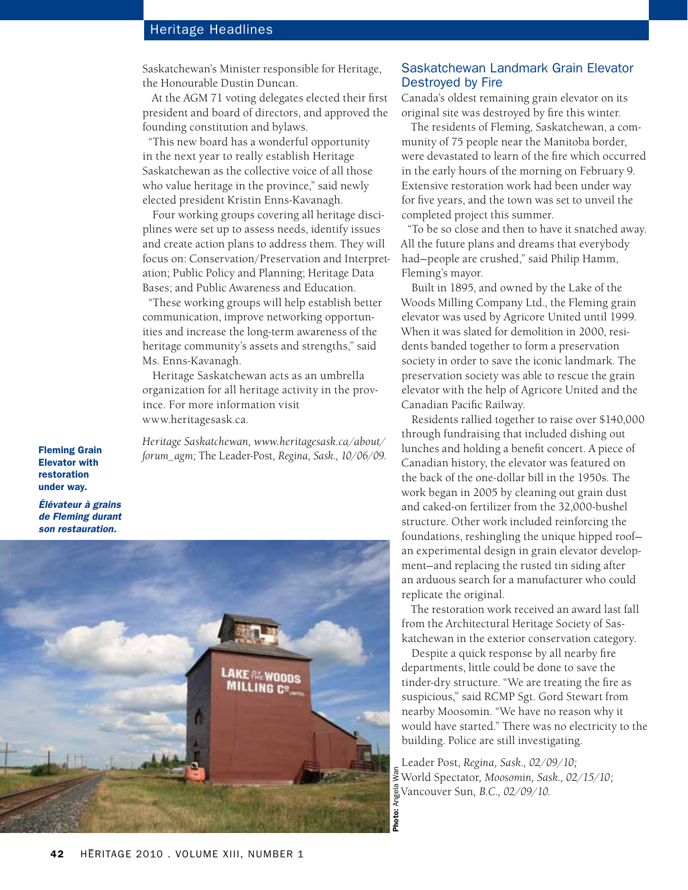Saskatchewan's Minister responsible for Heritage, the Honourable Dustin Duncan.

At the AGM 71 voting delegates elected their first president and board of directors, and approved the founding constitution and bylaws.

"This new board has a wonderful opportunity in the next year to really establish Heritage Saskatchewan as the collective voice of all those who value heritage in the province," said newly elected president Kristin Enns-Kavanagh.

Four working groups covering all heritage disciplines were set up to assess needs, identify issues and create action plans to address them. They will focus on: Conservation/Preservation and Interpretation; Public Policy and Planning; Heritage Data Bases; and Public Awareness and Education.

"These working groups will help establish better communication, improve networking opportunities and increase the long-term awareness of the heritage community's assets and strengths," said Ms. Enns-Kavanagh.

Heritage Saskatchewan acts as an umbrella organization for all heritage activity in the province. For more information visit www.heritagesask.ca.

*Heritage Saskatchewan, www.heritagesask.ca/about/forum_agm;* The Leader-Post*, Regina, Sask., 10/06/09.*

**Fleming Grain Elevator with restoration under way.**

***Élévateur à grains de Fleming durant son restauration.***

Photo: Angela Wan

## Saskatchewan Landmark Grain Elevator Destroyed by Fire

Canada's oldest remaining grain elevator on its original site was destroyed by fire this winter.

The residents of Fleming, Saskatchewan, a community of 75 people near the Manitoba border, were devastated to learn of the fire which occurred in the early hours of the morning on February 9. Extensive restoration work had been under way for five years, and the town was set to unveil the completed project this summer.

"To be so close and then to have it snatched away. All the future plans and dreams that everybody had—people are crushed," said Philip Hamm, Fleming's mayor.

Built in 1895, and owned by the Lake of the Woods Milling Company Ltd., the Fleming grain elevator was used by Agricore United until 1999. When it was slated for demolition in 2000, residents banded together to form a preservation society in order to save the iconic landmark. The preservation society was able to rescue the grain elevator with the help of Agricore United and the Canadian Pacific Railway.

Residents rallied together to raise over $140,000 through fundraising that included dishing out lunches and holding a benefit concert. A piece of Canadian history, the elevator was featured on the back of the one-dollar bill in the 1950s. The work began in 2005 by cleaning out grain dust and caked-on fertilizer from the 32,000-bushel structure. Other work included reinforcing the foundations, reshingling the unique hipped roof—an experimental design in grain elevator development—and replacing the rusted tin siding after an arduous search for a manufacturer who could replicate the original.

The restoration work received an award last fall from the Architectural Heritage Society of Saskatchewan in the exterior conservation category.

Despite a quick response by all nearby fire departments, little could be done to save the tinder-dry structure. "We are treating the fire as suspicious," said RCMP Sgt. Gord Stewart from nearby Moosomin. "We have no reason why it would have started." There was no electricity to the building. Police are still investigating.

Leader Post*, Regina, Sask., 02/09/10;* World Spectator*, Moosomin, Sask., 02/15/10;* Vancouver Sun*, B.C., 02/09/10.*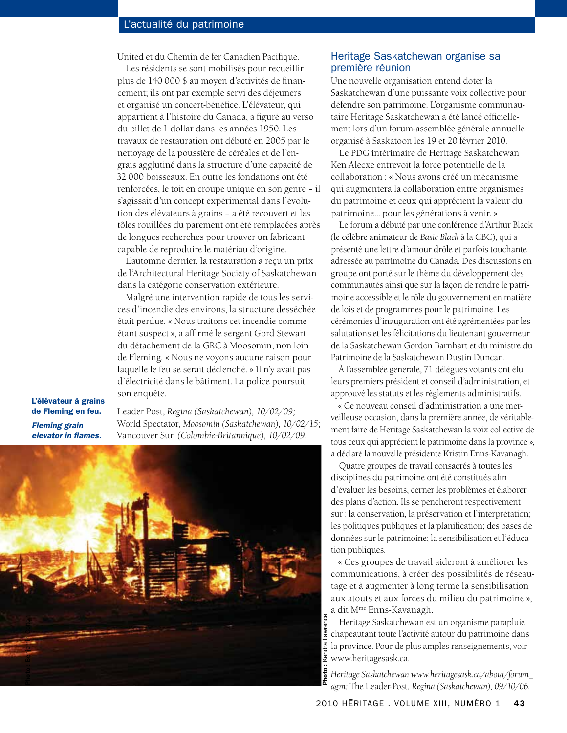United et du Chemin de fer Canadien Pacifique.

Les résidents se sont mobilisés pour recueillir plus de 140 000 $ au moyen d'activités de financement; ils ont par exemple servi des déjeuners et organisé un concert-bénéfice. L'élévateur, qui appartient à l'histoire du Canada, a figuré au verso du billet de 1 dollar dans les années 1950. Les travaux de restauration ont débuté en 2005 par le nettoyage de la poussière de céréales et de l'engrais agglutiné dans la structure d'une capacité de 32 000 boisseaux. En outre les fondations ont été renforcées, le toit en croupe unique en son genre – il s'agissait d'un concept expérimental dans l'évolution des élévateurs à grains – a été recouvert et les tôles rouillées du parement ont été remplacées après de longues recherches pour trouver un fabricant capable de reproduire le matériau d'origine.

L'automne dernier, la restauration a reçu un prix de l'Architectural Heritage Society of Saskatchewan dans la catégorie conservation extérieure.

Malgré une intervention rapide de tous les services d'incendie des environs, la structure desséchée était perdue. « Nous traitons cet incendie comme étant suspect », a affirmé le sergent Gord Stewart du détachement de la GRC à Moosomin, non loin de Fleming. « Nous ne voyons aucune raison pour laquelle le feu se serait déclenché. » Il n'y avait pas d'électricité dans le bâtiment. La police poursuit son enquête.

Leader Post, *Regina (Saskatchewan), 10/02/09;* World Spectator*, Moosomin (Saskatchewan), 10/02/15;* Vancouver Sun *(Colombie-Britannique), 10/02/09.*

**L'élévateur à grains de Fleming en feu.**

***Fleming grain elevator in flames.***

Photo : Benjamin Hubner

## Heritage Saskatchewan organise sa première réunion

Une nouvelle organisation entend doter la Saskatchewan d'une puissante voix collective pour défendre son patrimoine. L'organisme communautaire Heritage Saskatchewan a été lancé officiellement lors d'un forum-assemblée générale annuelle organisé à Saskatoon les 19 et 20 février 2010.

Le PDG intérimaire de Heritage Saskatchewan Ken Alecxe entrevoit la force potentielle de la collaboration : « Nous avons créé un mécanisme qui augmentera la collaboration entre organismes du patrimoine et ceux qui apprécient la valeur du patrimoine... pour les générations à venir. »

Le forum a débuté par une conférence d'Arthur Black (le célèbre animateur de *Basic Black* à la CBC), qui a présenté une lettre d'amour drôle et parfois touchante adressée au patrimoine du Canada. Des discussions en groupe ont porté sur le thème du développement des communautés ainsi que sur la façon de rendre le patrimoine accessible et le rôle du gouvernement en matière de lois et de programmes pour le patrimoine. Les cérémonies d'inauguration ont été agrémentées par les salutations et les félicitations du lieutenant gouverneur de la Saskatchewan Gordon Barnhart et du ministre du Patrimoine de la Saskatchewan Dustin Duncan.

À l'assemblée générale, 71 délégués votants ont élu leurs premiers président et conseil d'administration, et approuvé les statuts et les règlements administratifs.

« Ce nouveau conseil d'administration a une merveilleuse occasion, dans la première année, de véritablement faire de Heritage Saskatchewan la voix collective de tous ceux qui apprécient le patrimoine dans la province », a déclaré la nouvelle présidente Kristin Enns-Kavanagh.

Quatre groupes de travail consacrés à toutes les disciplines du patrimoine ont été constitués afin d'évaluer les besoins, cerner les problèmes et élaborer des plans d'action. Ils se pencheront respectivement sur : la conservation, la préservation et l'interprétation; les politiques publiques et la planification; des bases de données sur le patrimoine; la sensibilisation et l'éducation publiques.

« Ces groupes de travail aideront à améliorer les communications, à créer des possibilités de réseautage et à augmenter à long terme la sensibilisation aux atouts et aux forces du milieu du patrimoine », a dit M[me] Enns-Kavanagh.

Heritage Saskatchewan est un organisme parapluie chapeautant toute l'activité autour du patrimoine dans la province. Pour de plus amples renseignements, voir www.heritagesask.ca.

*Heritage Saskatchewan www.heritagesask.ca/about/forum_agm;* The Leader-Post*, Regina (Saskatchewan), 09/10/06.*

**Photo :** Kendra Lawrence